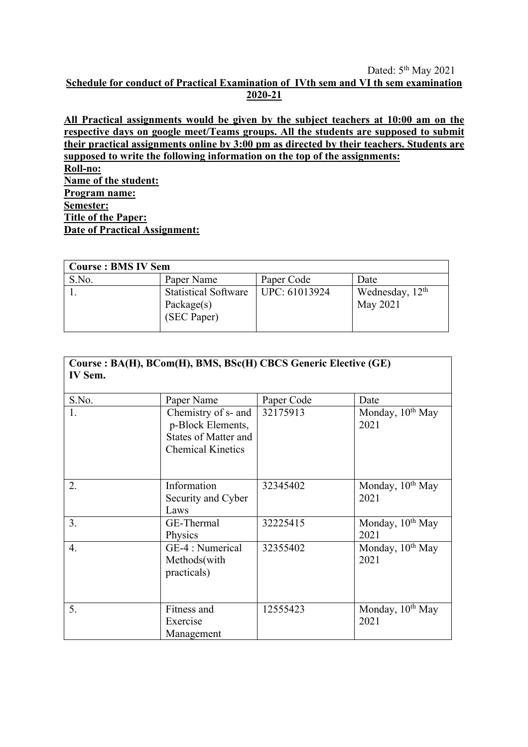Dated: 5th May 2021

**Schedule for conduct of Practical Examination of IVth sem and VI th sem examination 2020-21**

**All Practical assignments would be given by the subject teachers at 10:00 am on the respective days on google meet/Teams groups. All the students are supposed to submit their practical assignments online by 3:00 pm as directed by their teachers. Students are supposed to write the following information on the top of the assignments:**

**Roll-no:**
**Name of the student:**
**Program name:**
**Semester:**
**Title of the Paper:**
**Date of Practical Assignment:**

| **Course : BMS IV Sem** | | | |
|---|---|---|---|
| S.No. | Paper Name | Paper Code | Date |
| 1. | Statistical Software Package(s) (SEC Paper) | UPC: 61013924 | Wednesday, 12th May 2021 |

| **Course : BA(H), BCom(H), BMS, BSc(H) CBCS Generic Elective (GE) IV Sem.** | | | |
|---|---|---|---|
| S.No. | Paper Name | Paper Code | Date |
| 1. | Chemistry of s- and p-Block Elements, States of Matter and Chemical Kinetics | 32175913 | Monday, 10th May 2021 |
| 2. | Information Security and Cyber Laws | 32345402 | Monday, 10th May 2021 |
| 3. | GE-Thermal Physics | 32225415 | Monday, 10th May 2021 |
| 4. | GE-4 : Numerical Methods(with practicals) | 32355402 | Monday, 10th May 2021 |
| 5. | Fitness and Exercise Management | 12555423 | Monday, 10th May 2021 |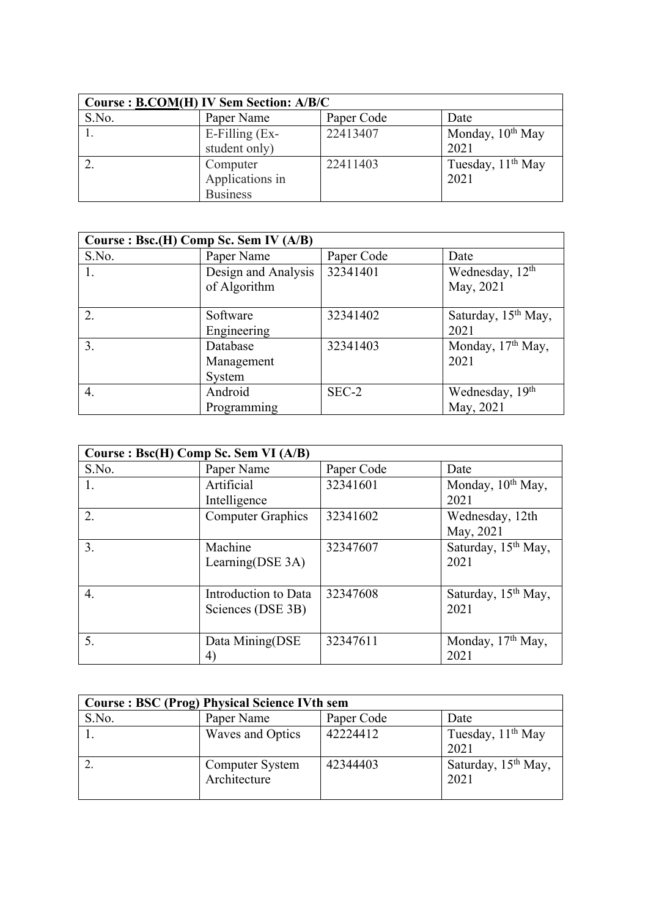| Course : **<u>B.COM</u>(H) IV Sem Section: A/B/C** | | | |
|---|---|---|---|
| S.No. | Paper Name | Paper Code | Date |
| 1. | E-Filling (Ex-student only) | 22413407 | Monday, 10th May 2021 |
| 2. | Computer Applications in Business | 22411403 | Tuesday, 11th May 2021 |

| **Course : Bsc.(H) Comp Sc. Sem IV (A/B)** | | | |
|---|---|---|---|
| S.No. | Paper Name | Paper Code | Date |
| 1. | Design and Analysis of Algorithm | 32341401 | Wednesday, 12th May, 2021 |
| 2. | Software Engineering | 32341402 | Saturday, 15th May, 2021 |
| 3. | Database Management System | 32341403 | Monday, 17th May, 2021 |
| 4. | Android Programming | SEC-2 | Wednesday, 19th May, 2021 |

| **Course : Bsc(H) Comp Sc. Sem VI (A/B)** | | | |
|---|---|---|---|
| S.No. | Paper Name | Paper Code | Date |
| 1. | Artificial Intelligence | 32341601 | Monday, 10th May, 2021 |
| 2. | Computer Graphics | 32341602 | Wednesday, 12th May, 2021 |
| 3. | Machine Learning(DSE 3A) | 32347607 | Saturday, 15th May, 2021 |
| 4. | Introduction to Data Sciences (DSE 3B) | 32347608 | Saturday, 15th May, 2021 |
| 5. | Data Mining(DSE 4) | 32347611 | Monday, 17th May, 2021 |

| **Course : BSC (Prog) Physical Science IVth sem** | | | |
|---|---|---|---|
| S.No. | Paper Name | Paper Code | Date |
| 1. | Waves and Optics | 42224412 | Tuesday, 11th May 2021 |
| 2. | Computer System Architecture | 42344403 | Saturday, 15th May, 2021 |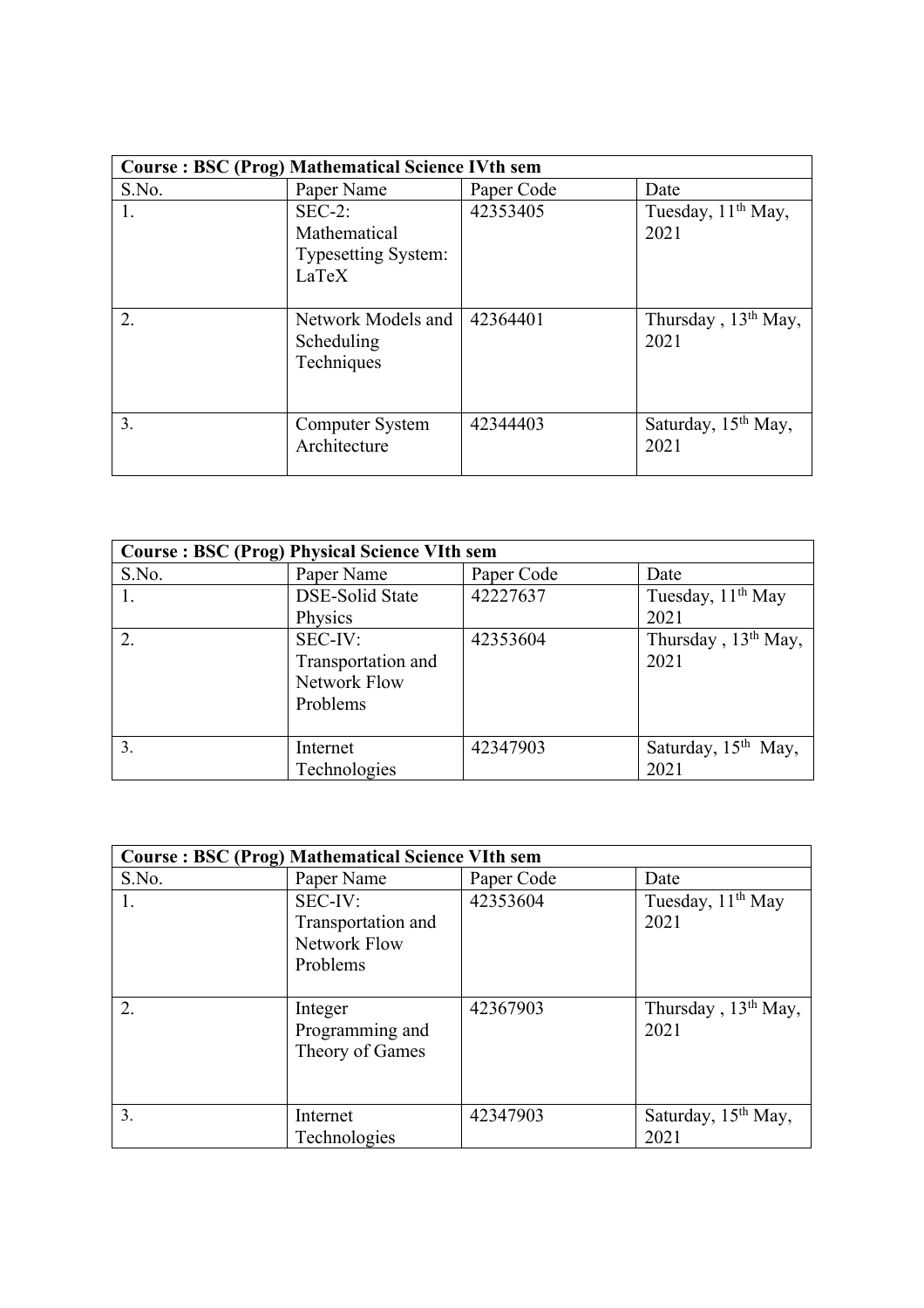| Course : BSC (Prog) Mathematical Science IVth sem | | | |
|---|---|---|---|
| S.No. | Paper Name | Paper Code | Date |
| 1. | SEC-2: Mathematical Typesetting System: LaTeX | 42353405 | Tuesday, 11th May, 2021 |
| 2. | Network Models and Scheduling Techniques | 42364401 | Thursday , 13th May, 2021 |
| 3. | Computer System Architecture | 42344403 | Saturday, 15th May, 2021 |

| Course : BSC (Prog) Physical Science VIth sem | | | |
|---|---|---|---|
| S.No. | Paper Name | Paper Code | Date |
| 1. | DSE-Solid State Physics | 42227637 | Tuesday, 11th May 2021 |
| 2. | SEC-IV: Transportation and Network Flow Problems | 42353604 | Thursday , 13th May, 2021 |
| 3. | Internet Technologies | 42347903 | Saturday, 15th May, 2021 |

| Course : BSC (Prog) Mathematical Science VIth sem | | | |
|---|---|---|---|
| S.No. | Paper Name | Paper Code | Date |
| 1. | SEC-IV: Transportation and Network Flow Problems | 42353604 | Tuesday, 11th May 2021 |
| 2. | Integer Programming and Theory of Games | 42367903 | Thursday , 13th May, 2021 |
| 3. | Internet Technologies | 42347903 | Saturday, 15th May, 2021 |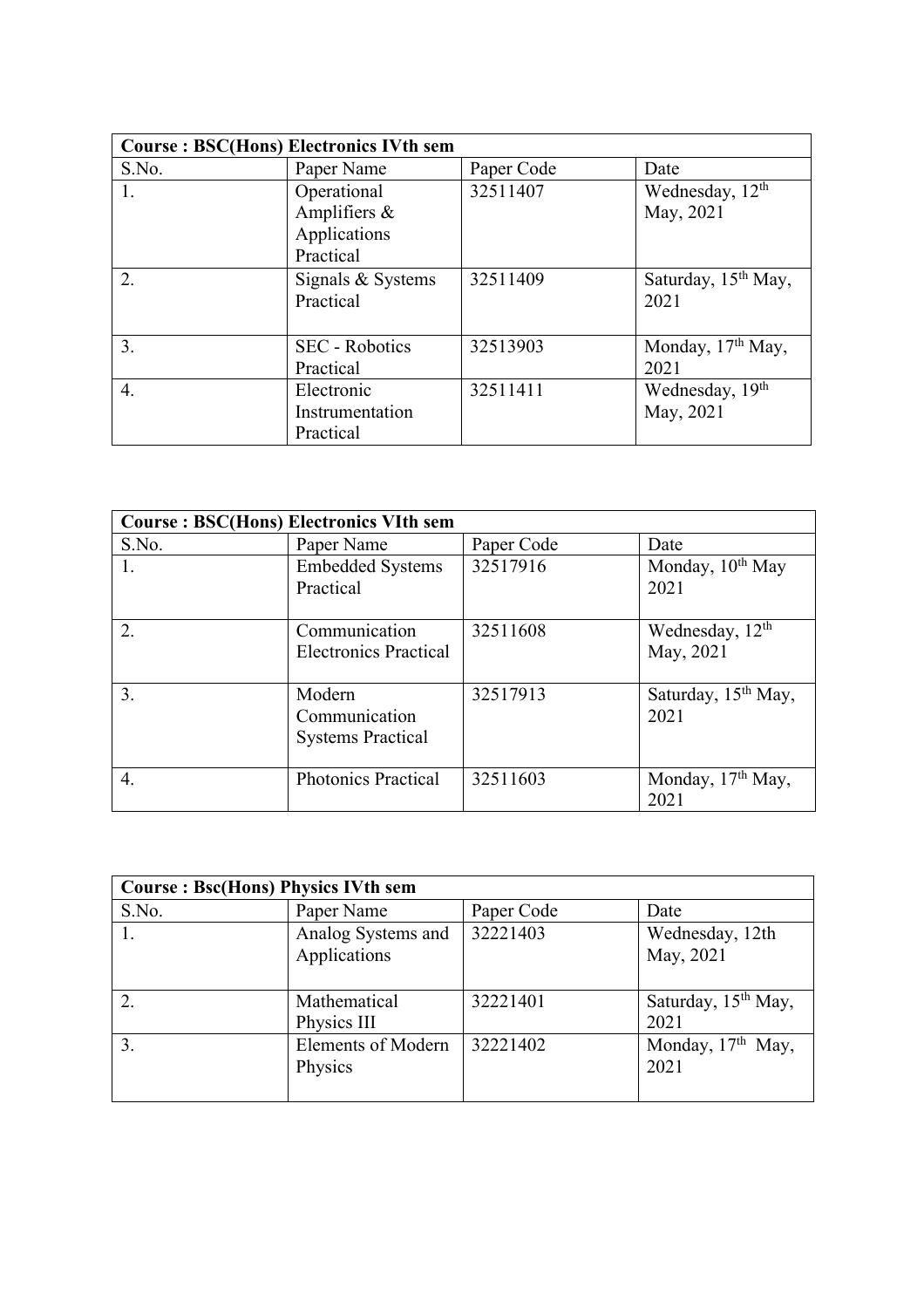| Course : BSC(Hons) Electronics IVth sem | | | |
|---|---|---|---|
| S.No. | Paper Name | Paper Code | Date |
| 1. | Operational Amplifiers & Applications Practical | 32511407 | Wednesday, 12th May, 2021 |
| 2. | Signals & Systems Practical | 32511409 | Saturday, 15th May, 2021 |
| 3. | SEC - Robotics Practical | 32513903 | Monday, 17th May, 2021 |
| 4. | Electronic Instrumentation Practical | 32511411 | Wednesday, 19th May, 2021 |

| Course : BSC(Hons) Electronics VIth sem | | | |
|---|---|---|---|
| S.No. | Paper Name | Paper Code | Date |
| 1. | Embedded Systems Practical | 32517916 | Monday, 10th May 2021 |
| 2. | Communication Electronics Practical | 32511608 | Wednesday, 12th May, 2021 |
| 3. | Modern Communication Systems Practical | 32517913 | Saturday, 15th May, 2021 |
| 4. | Photonics Practical | 32511603 | Monday, 17th May, 2021 |

| Course : Bsc(Hons) Physics IVth sem | | | |
|---|---|---|---|
| S.No. | Paper Name | Paper Code | Date |
| 1. | Analog Systems and Applications | 32221403 | Wednesday, 12th May, 2021 |
| 2. | Mathematical Physics III | 32221401 | Saturday, 15th May, 2021 |
| 3. | Elements of Modern Physics | 32221402 | Monday, 17th May, 2021 |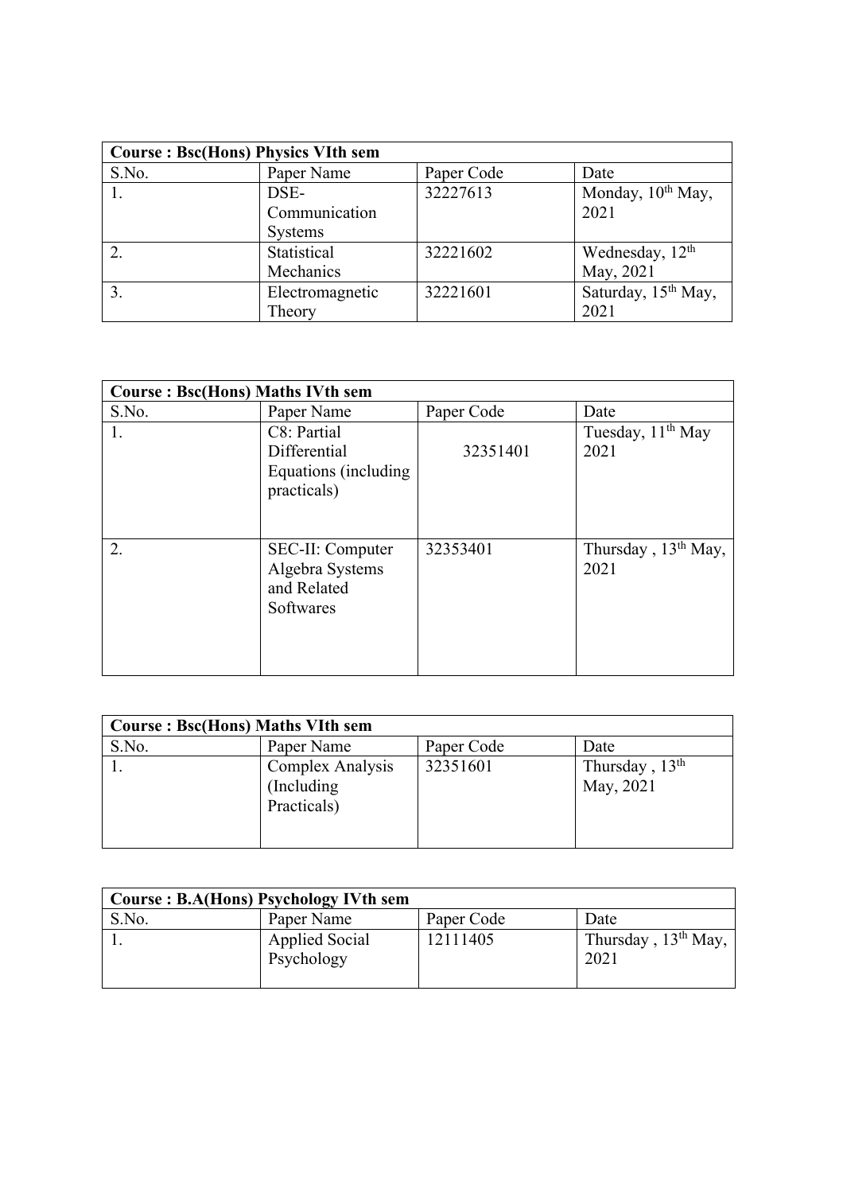| Course : Bsc(Hons) Physics VIth sem | | | |
|---|---|---|---|
| S.No. | Paper Name | Paper Code | Date |
| 1. | DSE-Communication Systems | 32227613 | Monday, 10th May, 2021 |
| 2. | Statistical Mechanics | 32221602 | Wednesday, 12th May, 2021 |
| 3. | Electromagnetic Theory | 32221601 | Saturday, 15th May, 2021 |

| Course : Bsc(Hons) Maths IVth sem | | | |
|---|---|---|---|
| S.No. | Paper Name | Paper Code | Date |
| 1. | C8: Partial Differential Equations (including practicals) | 32351401 | Tuesday, 11th May 2021 |
| 2. | SEC-II: Computer Algebra Systems and Related Softwares | 32353401 | Thursday , 13th May, 2021 |

| Course : Bsc(Hons) Maths VIth sem | | | |
|---|---|---|---|
| S.No. | Paper Name | Paper Code | Date |
| 1. | Complex Analysis (Including Practicals) | 32351601 | Thursday , 13th May, 2021 |

| Course : B.A(Hons) Psychology IVth sem | | | |
|---|---|---|---|
| S.No. | Paper Name | Paper Code | Date |
| 1. | Applied Social Psychology | 12111405 | Thursday , 13th May, 2021 |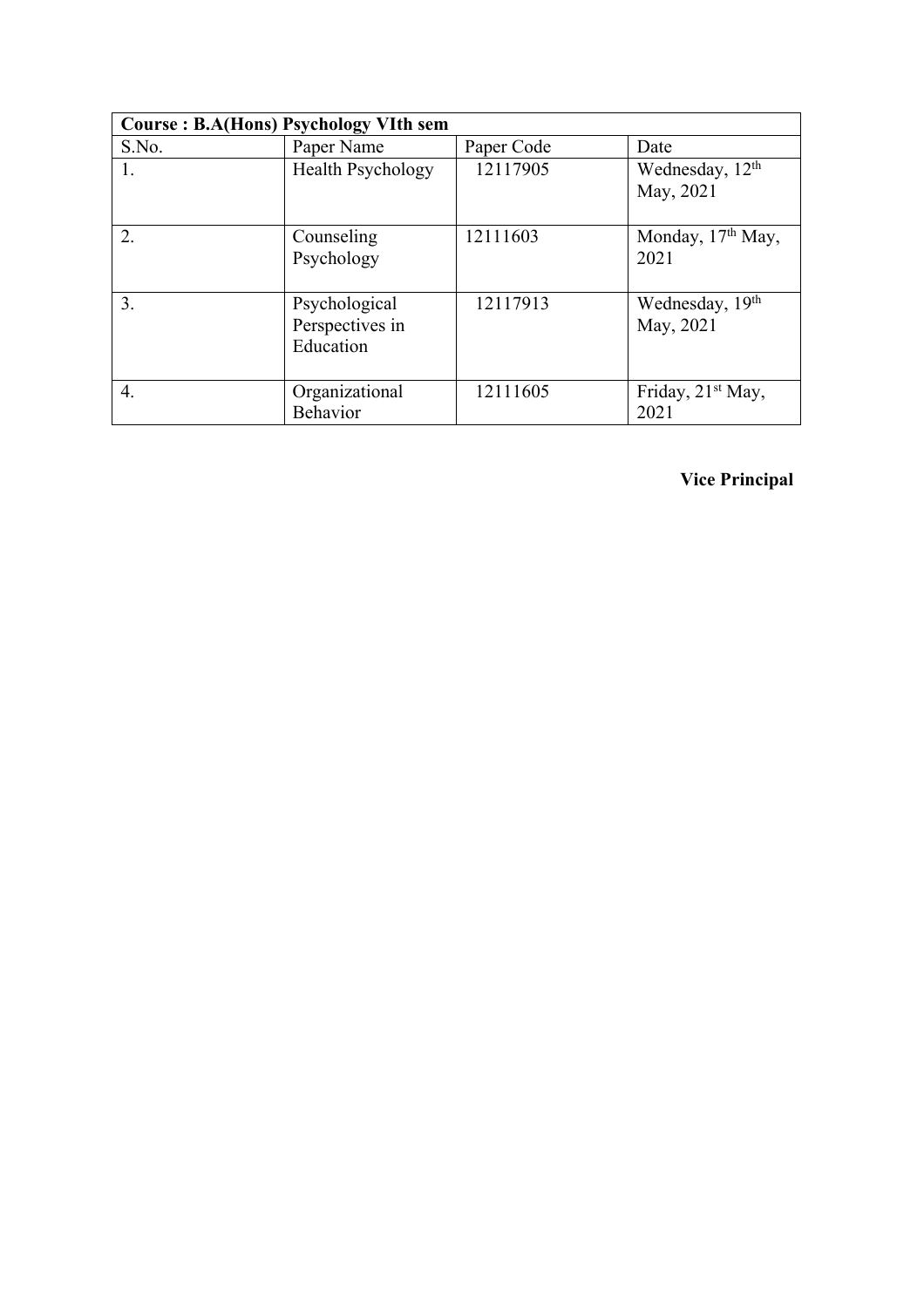| Course : B.A(Hons) Psychology VIth sem | | | |
|---|---|---|---|
| S.No. | Paper Name | Paper Code | Date |
| 1. | Health Psychology | 12117905 | Wednesday, 12th May, 2021 |
| 2. | Counseling Psychology | 12111603 | Monday, 17th May, 2021 |
| 3. | Psychological Perspectives in Education | 12117913 | Wednesday, 19th May, 2021 |
| 4. | Organizational Behavior | 12111605 | Friday, 21st May, 2021 |

**Vice Principal**